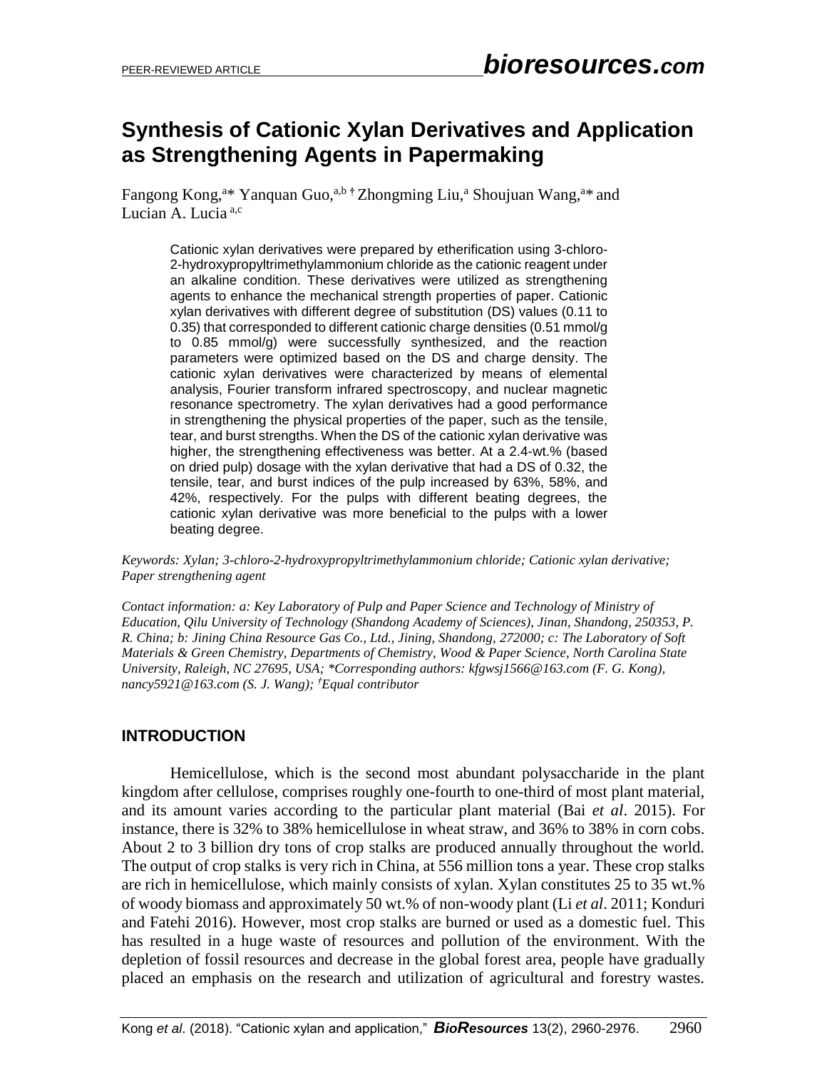# Synthesis of Cationic Xylan Derivatives and Application as Strengthening Agents in Papermaking

Fangong Kong,[a]* Yanquan Guo,[a,b †] Zhongming Liu,[a] Shoujuan Wang,[a]* and Lucian A. Lucia [a,c]

Cationic xylan derivatives were prepared by etherification using 3-chloro-2-hydroxypropyltrimethylammonium chloride as the cationic reagent under an alkaline condition. These derivatives were utilized as strengthening agents to enhance the mechanical strength properties of paper. Cationic xylan derivatives with different degree of substitution (DS) values (0.11 to 0.35) that corresponded to different cationic charge densities (0.51 mmol/g to 0.85 mmol/g) were successfully synthesized, and the reaction parameters were optimized based on the DS and charge density. The cationic xylan derivatives were characterized by means of elemental analysis, Fourier transform infrared spectroscopy, and nuclear magnetic resonance spectrometry. The xylan derivatives had a good performance in strengthening the physical properties of the paper, such as the tensile, tear, and burst strengths. When the DS of the cationic xylan derivative was higher, the strengthening effectiveness was better. At a 2.4-wt.% (based on dried pulp) dosage with the xylan derivative that had a DS of 0.32, the tensile, tear, and burst indices of the pulp increased by 63%, 58%, and 42%, respectively. For the pulps with different beating degrees, the cationic xylan derivative was more beneficial to the pulps with a lower beating degree.

*Keywords: Xylan; 3-chloro-2-hydroxypropyltrimethylammonium chloride; Cationic xylan derivative; Paper strengthening agent*

*Contact information: a: Key Laboratory of Pulp and Paper Science and Technology of Ministry of Education, Qilu University of Technology (Shandong Academy of Sciences), Jinan, Shandong, 250353, P. R. China; b: Jining China Resource Gas Co., Ltd., Jining, Shandong, 272000; c: The Laboratory of Soft Materials & Green Chemistry, Departments of Chemistry, Wood & Paper Science, North Carolina State University, Raleigh, NC 27695, USA; *Corresponding authors: kfgwsj1566@163.com (F. G. Kong), nancy5921@163.com (S. J. Wang); †Equal contributor*

## INTRODUCTION

Hemicellulose, which is the second most abundant polysaccharide in the plant kingdom after cellulose, comprises roughly one-fourth to one-third of most plant material, and its amount varies according to the particular plant material (Bai *et al*. 2015). For instance, there is 32% to 38% hemicellulose in wheat straw, and 36% to 38% in corn cobs. About 2 to 3 billion dry tons of crop stalks are produced annually throughout the world. The output of crop stalks is very rich in China, at 556 million tons a year. These crop stalks are rich in hemicellulose, which mainly consists of xylan. Xylan constitutes 25 to 35 wt.% of woody biomass and approximately 50 wt.% of non-woody plant (Li *et al*. 2011; Konduri and Fatehi 2016). However, most crop stalks are burned or used as a domestic fuel. This has resulted in a huge waste of resources and pollution of the environment. With the depletion of fossil resources and decrease in the global forest area, people have gradually placed an emphasis on the research and utilization of agricultural and forestry wastes.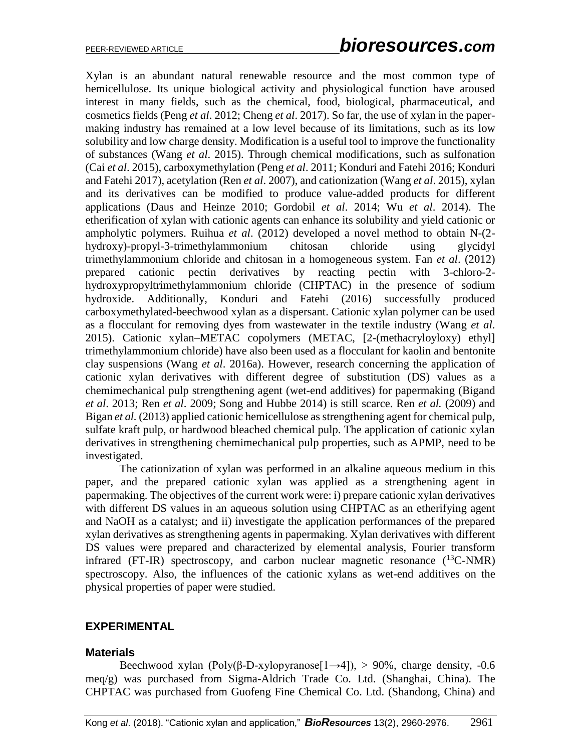Xylan is an abundant natural renewable resource and the most common type of hemicellulose. Its unique biological activity and physiological function have aroused interest in many fields, such as the chemical, food, biological, pharmaceutical, and cosmetics fields (Peng *et al*. 2012; Cheng *et al*. 2017). So far, the use of xylan in the papermaking industry has remained at a low level because of its limitations, such as its low solubility and low charge density. Modification is a useful tool to improve the functionality of substances (Wang *et al*. 2015). Through chemical modifications, such as sulfonation (Cai *et al*. 2015), carboxymethylation (Peng *et al*. 2011; Konduri and Fatehi 2016; Konduri and Fatehi 2017), acetylation (Ren *et al*. 2007), and cationization (Wang *et al*. 2015), xylan and its derivatives can be modified to produce value-added products for different applications (Daus and Heinze 2010; Gordobil *et al*. 2014; Wu *et al*. 2014). The etherification of xylan with cationic agents can enhance its solubility and yield cationic or ampholytic polymers. Ruihua *et al*. (2012) developed a novel method to obtain N-(2-hydroxy)-propyl-3-trimethylammonium chitosan chloride using glycidyl trimethylammonium chloride and chitosan in a homogeneous system. Fan *et al*. (2012) prepared cationic pectin derivatives by reacting pectin with 3-chloro-2-hydroxypropyltrimethylammonium chloride (CHPTAC) in the presence of sodium hydroxide. Additionally, Konduri and Fatehi (2016) successfully produced carboxymethylated-beechwood xylan as a dispersant. Cationic xylan polymer can be used as a flocculant for removing dyes from wastewater in the textile industry (Wang *et al*. 2015). Cationic xylan–METAC copolymers (METAC, [2-(methacryloyloxy) ethyl] trimethylammonium chloride) have also been used as a flocculant for kaolin and bentonite clay suspensions (Wang *et al*. 2016a). However, research concerning the application of cationic xylan derivatives with different degree of substitution (DS) values as a chemimechanical pulp strengthening agent (wet-end additives) for papermaking (Bigand *et al*. 2013; Ren *et al*. 2009; Song and Hubbe 2014) is still scarce. Ren *et al.* (2009) and Bigan *et al.* (2013) applied cationic hemicellulose as strengthening agent for chemical pulp, sulfate kraft pulp, or hardwood bleached chemical pulp. The application of cationic xylan derivatives in strengthening chemimechanical pulp properties, such as APMP, need to be investigated.

The cationization of xylan was performed in an alkaline aqueous medium in this paper, and the prepared cationic xylan was applied as a strengthening agent in papermaking. The objectives of the current work were: i) prepare cationic xylan derivatives with different DS values in an aqueous solution using CHPTAC as an etherifying agent and NaOH as a catalyst; and ii) investigate the application performances of the prepared xylan derivatives as strengthening agents in papermaking. Xylan derivatives with different DS values were prepared and characterized by elemental analysis, Fourier transform infrared (FT-IR) spectroscopy, and carbon nuclear magnetic resonance ($^{13}$C-NMR) spectroscopy. Also, the influences of the cationic xylans as wet-end additives on the physical properties of paper were studied.

## EXPERIMENTAL

### Materials

Beechwood xylan (Poly(β-D-xylopyranose[1→4]), > 90%, charge density, -0.6 meq/g) was purchased from Sigma-Aldrich Trade Co. Ltd. (Shanghai, China). The CHPTAC was purchased from Guofeng Fine Chemical Co. Ltd. (Shandong, China) and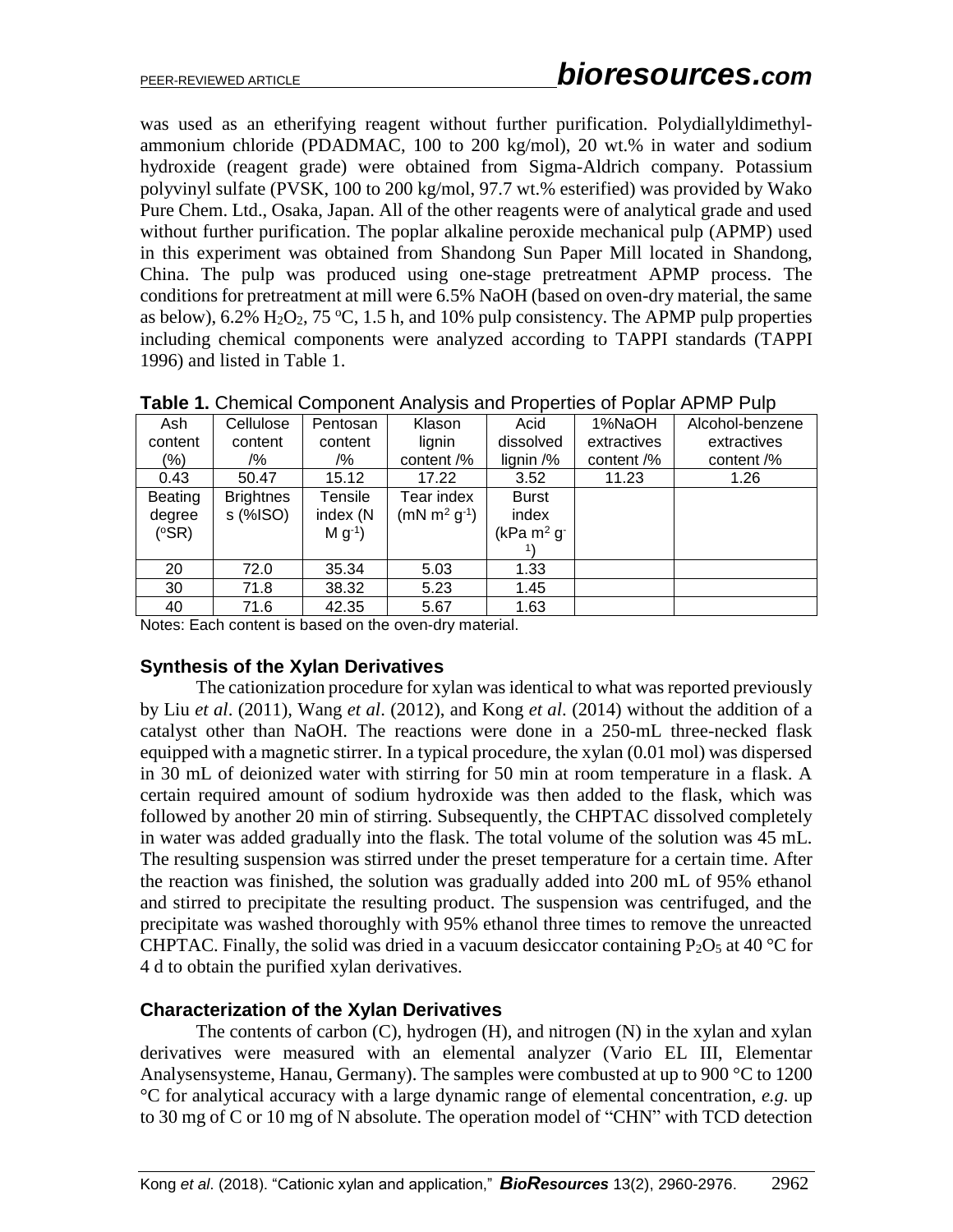was used as an etherifying reagent without further purification. Polydiallyldimethyl-ammonium chloride (PDADMAC, 100 to 200 kg/mol), 20 wt.% in water and sodium hydroxide (reagent grade) were obtained from Sigma-Aldrich company. Potassium polyvinyl sulfate (PVSK, 100 to 200 kg/mol, 97.7 wt.% esterified) was provided by Wako Pure Chem. Ltd., Osaka, Japan. All of the other reagents were of analytical grade and used without further purification. The poplar alkaline peroxide mechanical pulp (APMP) used in this experiment was obtained from Shandong Sun Paper Mill located in Shandong, China. The pulp was produced using one-stage pretreatment APMP process. The conditions for pretreatment at mill were 6.5% NaOH (based on oven-dry material, the same as below), 6.2% $H_2O_2$, 75 °C, 1.5 h, and 10% pulp consistency. The APMP pulp properties including chemical components were analyzed according to TAPPI standards (TAPPI 1996) and listed in Table 1.

**Table 1.** Chemical Component Analysis and Properties of Poplar APMP Pulp

| Ash content (%) | Cellulose content /% | Pentosan content /% | Klason lignin content /% | Acid dissolved lignin /% | 1%NaOH extractives content /% | Alcohol-benzene extractives content /% |
|---|---|---|---|---|---|---|
| 0.43 | 50.47 | 15.12 | 17.22 | 3.52 | 11.23 | 1.26 |
| Beating degree (°SR) | Brightness (%ISO) | Tensile index (N M $g^{-1}$) | Tear index (mN $m^2$ $g^{-1}$) | Burst index (kPa $m^2$ $g^{-1}$) | | |
| 20 | 72.0 | 35.34 | 5.03 | 1.33 | | |
| 30 | 71.8 | 38.32 | 5.23 | 1.45 | | |
| 40 | 71.6 | 42.35 | 5.67 | 1.63 | | |

Notes: Each content is based on the oven-dry material.

### Synthesis of the Xylan Derivatives

The cationization procedure for xylan was identical to what was reported previously by Liu *et al*. (2011), Wang *et al*. (2012), and Kong *et al*. (2014) without the addition of a catalyst other than NaOH. The reactions were done in a 250-mL three-necked flask equipped with a magnetic stirrer. In a typical procedure, the xylan (0.01 mol) was dispersed in 30 mL of deionized water with stirring for 50 min at room temperature in a flask. A certain required amount of sodium hydroxide was then added to the flask, which was followed by another 20 min of stirring. Subsequently, the CHPTAC dissolved completely in water was added gradually into the flask. The total volume of the solution was 45 mL. The resulting suspension was stirred under the preset temperature for a certain time. After the reaction was finished, the solution was gradually added into 200 mL of 95% ethanol and stirred to precipitate the resulting product. The suspension was centrifuged, and the precipitate was washed thoroughly with 95% ethanol three times to remove the unreacted CHPTAC. Finally, the solid was dried in a vacuum desiccator containing $P_2O_5$ at 40 °C for 4 d to obtain the purified xylan derivatives.

### Characterization of the Xylan Derivatives

The contents of carbon (C), hydrogen (H), and nitrogen (N) in the xylan and xylan derivatives were measured with an elemental analyzer (Vario EL III, Elementar Analysensysteme, Hanau, Germany). The samples were combusted at up to 900 °C to 1200 °C for analytical accuracy with a large dynamic range of elemental concentration, *e.g.* up to 30 mg of C or 10 mg of N absolute. The operation model of "CHN" with TCD detection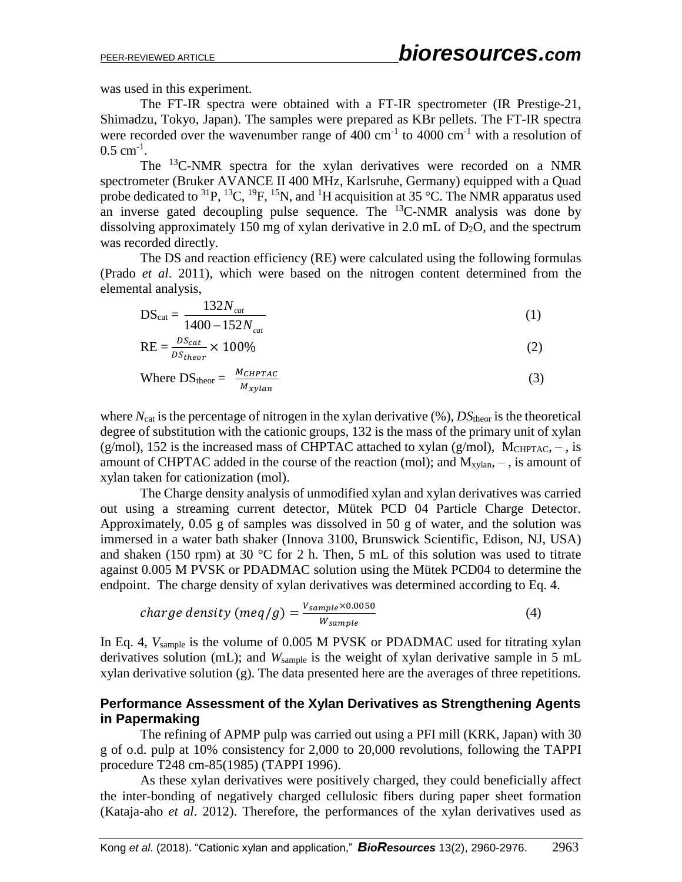was used in this experiment.

The FT-IR spectra were obtained with a FT-IR spectrometer (IR Prestige-21, Shimadzu, Tokyo, Japan). The samples were prepared as KBr pellets. The FT-IR spectra were recorded over the wavenumber range of 400 $cm^{-1}$ to 4000 $cm^{-1}$ with a resolution of 0.5 $cm^{-1}$.

The $^{13}C$-NMR spectra for the xylan derivatives were recorded on a NMR spectrometer (Bruker AVANCE II 400 MHz, Karlsruhe, Germany) equipped with a Quad probe dedicated to $^{31}P$, $^{13}C$, $^{19}F$, $^{15}N$, and $^{1}H$ acquisition at 35 °C. The NMR apparatus used an inverse gated decoupling pulse sequence. The $^{13}C$-NMR analysis was done by dissolving approximately 150 mg of xylan derivative in 2.0 mL of $D_2O$, and the spectrum was recorded directly.

The DS and reaction efficiency (RE) were calculated using the following formulas (Prado *et al*. 2011), which were based on the nitrogen content determined from the elemental analysis,

$$DS_{cat} = \frac{132N_{cat}}{1400 - 152N_{cat}} \tag{1}$$

$$RE = \frac{DS_{cat}}{DS_{theor}} \times 100\% \tag{2}$$

$$\text{Where } DS_{theor} = \frac{M_{CHPTAC}}{M_{xylan}} \tag{3}$$

where $N_{cat}$ is the percentage of nitrogen in the xylan derivative (%), $DS_{theor}$ is the theoretical degree of substitution with the cationic groups, 132 is the mass of the primary unit of xylan (g/mol), 152 is the increased mass of CHPTAC attached to xylan (g/mol), $M_{CHPTAC}$, – , is amount of CHPTAC added in the course of the reaction (mol); and $M_{xylan}$, – , is amount of xylan taken for cationization (mol).

The Charge density analysis of unmodified xylan and xylan derivatives was carried out using a streaming current detector, Mütek PCD 04 Particle Charge Detector. Approximately, 0.05 g of samples was dissolved in 50 g of water, and the solution was immersed in a water bath shaker (Innova 3100, Brunswick Scientific, Edison, NJ, USA) and shaken (150 rpm) at 30 °C for 2 h. Then, 5 mL of this solution was used to titrate against 0.005 M PVSK or PDADMAC solution using the Mütek PCD04 to determine the endpoint. The charge density of xylan derivatives was determined according to Eq. 4.

$$charge\ density\ (meq/g) = \frac{V_{sample} \times 0.0050}{W_{sample}} \tag{4}$$

In Eq. 4, $V_{sample}$ is the volume of 0.005 M PVSK or PDADMAC used for titrating xylan derivatives solution (mL); and $W_{sample}$ is the weight of xylan derivative sample in 5 mL xylan derivative solution (g). The data presented here are the averages of three repetitions.

### Performance Assessment of the Xylan Derivatives as Strengthening Agents in Papermaking

The refining of APMP pulp was carried out using a PFI mill (KRK, Japan) with 30 g of o.d. pulp at 10% consistency for 2,000 to 20,000 revolutions, following the TAPPI procedure T248 cm-85(1985) (TAPPI 1996).

As these xylan derivatives were positively charged, they could beneficially affect the inter-bonding of negatively charged cellulosic fibers during paper sheet formation (Kataja-aho *et al*. 2012). Therefore, the performances of the xylan derivatives used as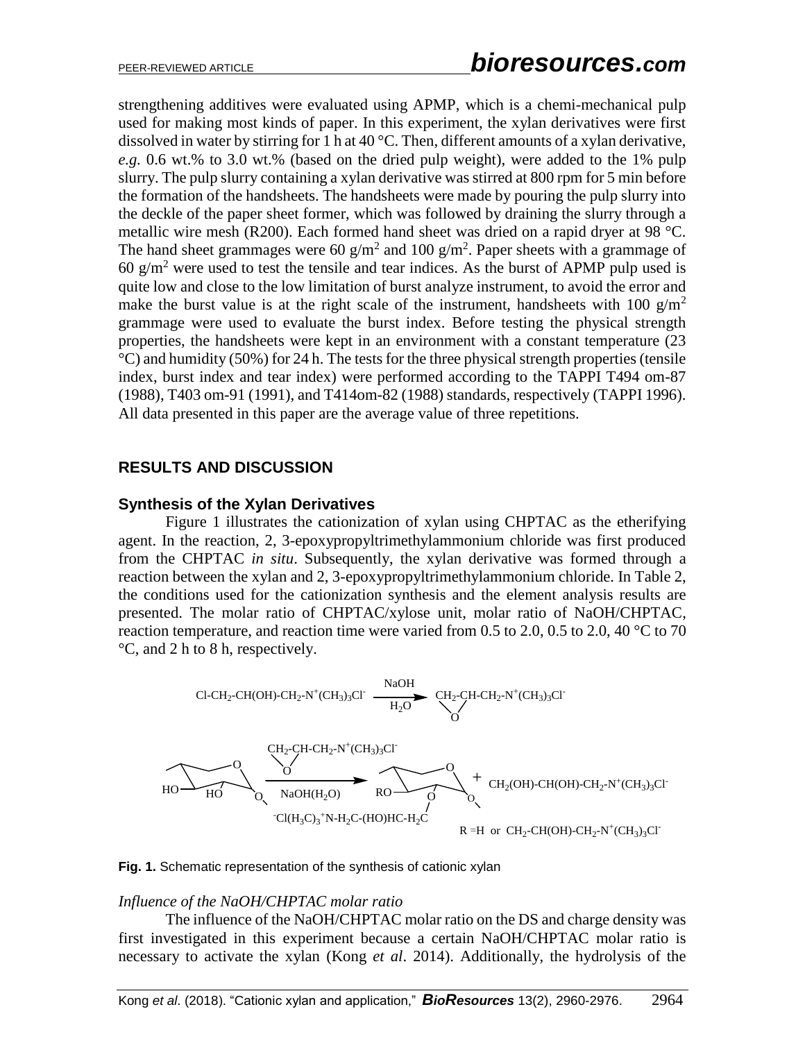strengthening additives were evaluated using APMP, which is a chemi-mechanical pulp used for making most kinds of paper. In this experiment, the xylan derivatives were first dissolved in water by stirring for 1 h at 40 °C. Then, different amounts of a xylan derivative, *e.g.* 0.6 wt.% to 3.0 wt.% (based on the dried pulp weight), were added to the 1% pulp slurry. The pulp slurry containing a xylan derivative was stirred at 800 rpm for 5 min before the formation of the handsheets. The handsheets were made by pouring the pulp slurry into the deckle of the paper sheet former, which was followed by draining the slurry through a metallic wire mesh (R200). Each formed hand sheet was dried on a rapid dryer at 98 °C. The hand sheet grammages were 60 $g/m^2$ and 100 $g/m^2$. Paper sheets with a grammage of 60 $g/m^2$ were used to test the tensile and tear indices. As the burst of APMP pulp used is quite low and close to the low limitation of burst analyze instrument, to avoid the error and make the burst value is at the right scale of the instrument, handsheets with 100 $g/m^2$ grammage were used to evaluate the burst index. Before testing the physical strength properties, the handsheets were kept in an environment with a constant temperature (23 °C) and humidity (50%) for 24 h. The tests for the three physical strength properties (tensile index, burst index and tear index) were performed according to the TAPPI T494 om-87 (1988), T403 om-91 (1991), and T414om-82 (1988) standards, respectively (TAPPI 1996). All data presented in this paper are the average value of three repetitions.

## RESULTS AND DISCUSSION

### Synthesis of the Xylan Derivatives

Figure 1 illustrates the cationization of xylan using CHPTAC as the etherifying agent. In the reaction, 2, 3-epoxypropyltrimethylammonium chloride was first produced from the CHPTAC *in situ*. Subsequently, the xylan derivative was formed through a reaction between the xylan and 2, 3-epoxypropyltrimethylammonium chloride. In Table 2, the conditions used for the cationization synthesis and the element analysis results are presented. The molar ratio of CHPTAC/xylose unit, molar ratio of NaOH/CHPTAC, reaction temperature, and reaction time were varied from 0.5 to 2.0, 0.5 to 2.0, 40 °C to 70 °C, and 2 h to 8 h, respectively.

$$Cl\text{-}CH_2\text{-}CH(OH)\text{-}CH_2\text{-}N^+(CH_3)_3Cl^- \xrightarrow[H_2O]{NaOH} CH_2\text{-}CH\text{-}CH_2\text{-}N^+(CH_3)_3Cl^- \text{ (epoxide)}$$

$$\text{Xylan} \xrightarrow[NaOH(H_2O)]{CH_2\text{-}CH(O)\text{-}CH_2\text{-}N^+(CH_3)_3Cl^-} \text{Cationic xylan} + CH_2(OH)\text{-}CH(OH)\text{-}CH_2\text{-}N^+(CH_3)_3Cl^-$$

$R = H$ or $CH_2\text{-}CH(OH)\text{-}CH_2\text{-}N^+(CH_3)_3Cl^-$

**Fig. 1.** Schematic representation of the synthesis of cationic xylan

*Influence of the NaOH/CHPTAC molar ratio*

The influence of the NaOH/CHPTAC molar ratio on the DS and charge density was first investigated in this experiment because a certain NaOH/CHPTAC molar ratio is necessary to activate the xylan (Kong *et al*. 2014). Additionally, the hydrolysis of the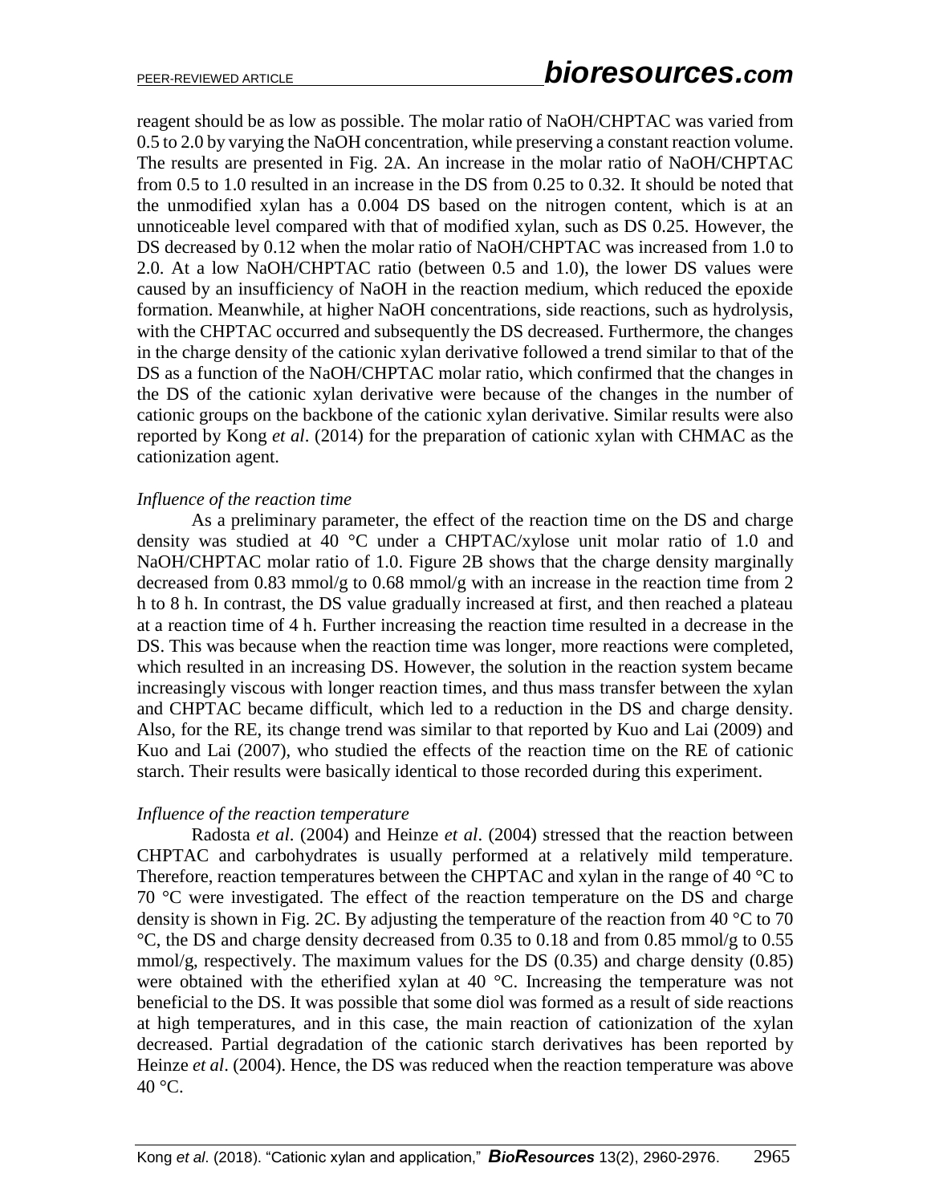reagent should be as low as possible. The molar ratio of NaOH/CHPTAC was varied from 0.5 to 2.0 by varying the NaOH concentration, while preserving a constant reaction volume. The results are presented in Fig. 2A. An increase in the molar ratio of NaOH/CHPTAC from 0.5 to 1.0 resulted in an increase in the DS from 0.25 to 0.32. It should be noted that the unmodified xylan has a 0.004 DS based on the nitrogen content, which is at an unnoticeable level compared with that of modified xylan, such as DS 0.25. However, the DS decreased by 0.12 when the molar ratio of NaOH/CHPTAC was increased from 1.0 to 2.0. At a low NaOH/CHPTAC ratio (between 0.5 and 1.0), the lower DS values were caused by an insufficiency of NaOH in the reaction medium, which reduced the epoxide formation. Meanwhile, at higher NaOH concentrations, side reactions, such as hydrolysis, with the CHPTAC occurred and subsequently the DS decreased. Furthermore, the changes in the charge density of the cationic xylan derivative followed a trend similar to that of the DS as a function of the NaOH/CHPTAC molar ratio, which confirmed that the changes in the DS of the cationic xylan derivative were because of the changes in the number of cationic groups on the backbone of the cationic xylan derivative. Similar results were also reported by Kong *et al*. (2014) for the preparation of cationic xylan with CHMAC as the cationization agent.

*Influence of the reaction time*

As a preliminary parameter, the effect of the reaction time on the DS and charge density was studied at 40 °C under a CHPTAC/xylose unit molar ratio of 1.0 and NaOH/CHPTAC molar ratio of 1.0. Figure 2B shows that the charge density marginally decreased from 0.83 mmol/g to 0.68 mmol/g with an increase in the reaction time from 2 h to 8 h. In contrast, the DS value gradually increased at first, and then reached a plateau at a reaction time of 4 h. Further increasing the reaction time resulted in a decrease in the DS. This was because when the reaction time was longer, more reactions were completed, which resulted in an increasing DS. However, the solution in the reaction system became increasingly viscous with longer reaction times, and thus mass transfer between the xylan and CHPTAC became difficult, which led to a reduction in the DS and charge density. Also, for the RE, its change trend was similar to that reported by Kuo and Lai (2009) and Kuo and Lai (2007), who studied the effects of the reaction time on the RE of cationic starch. Their results were basically identical to those recorded during this experiment.

*Influence of the reaction temperature*

Radosta *et al*. (2004) and Heinze *et al*. (2004) stressed that the reaction between CHPTAC and carbohydrates is usually performed at a relatively mild temperature. Therefore, reaction temperatures between the CHPTAC and xylan in the range of 40 °C to 70 °C were investigated. The effect of the reaction temperature on the DS and charge density is shown in Fig. 2C. By adjusting the temperature of the reaction from 40 °C to 70 °C, the DS and charge density decreased from 0.35 to 0.18 and from 0.85 mmol/g to 0.55 mmol/g, respectively. The maximum values for the DS (0.35) and charge density (0.85) were obtained with the etherified xylan at 40 °C. Increasing the temperature was not beneficial to the DS. It was possible that some diol was formed as a result of side reactions at high temperatures, and in this case, the main reaction of cationization of the xylan decreased. Partial degradation of the cationic starch derivatives has been reported by Heinze *et al*. (2004). Hence, the DS was reduced when the reaction temperature was above 40 °C.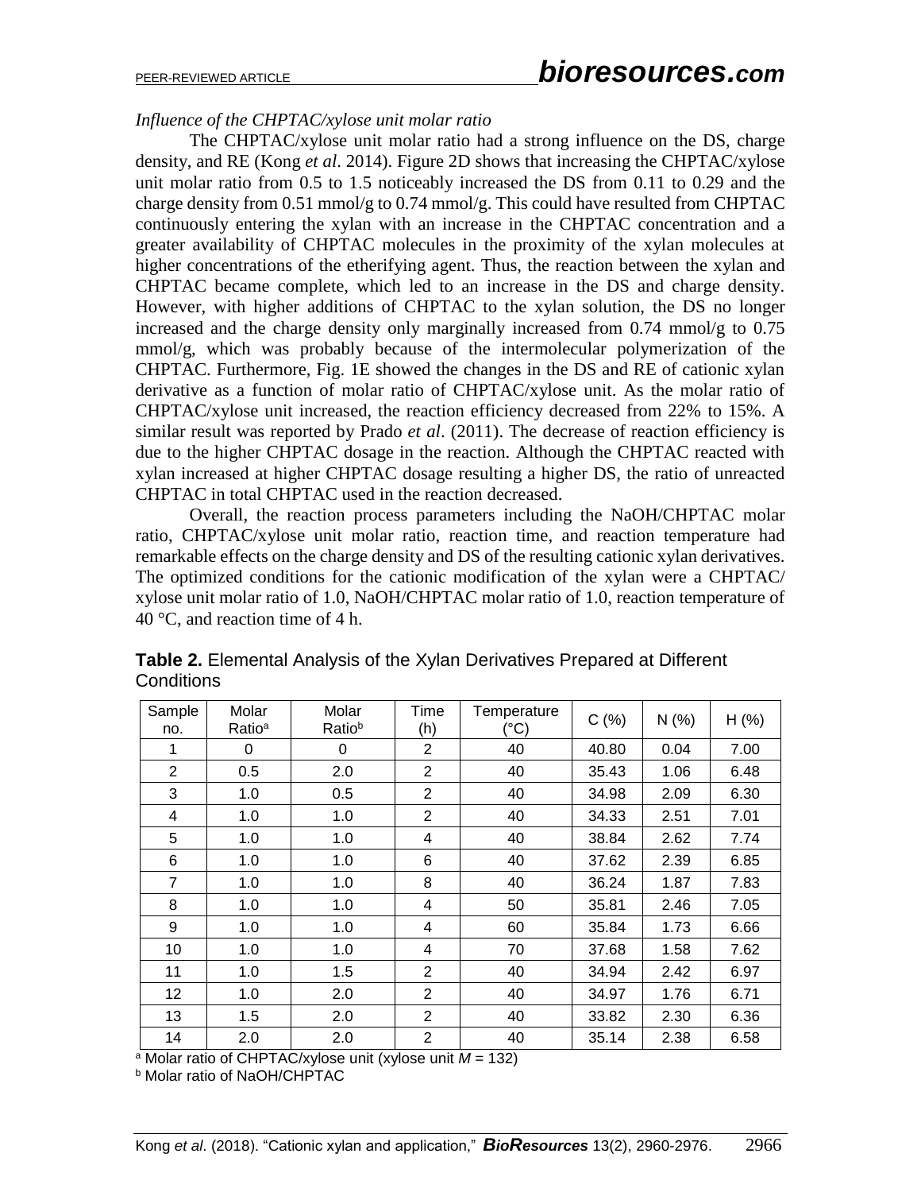*Influence of the CHPTAC/xylose unit molar ratio*

The CHPTAC/xylose unit molar ratio had a strong influence on the DS, charge density, and RE (Kong *et al*. 2014). Figure 2D shows that increasing the CHPTAC/xylose unit molar ratio from 0.5 to 1.5 noticeably increased the DS from 0.11 to 0.29 and the charge density from 0.51 mmol/g to 0.74 mmol/g. This could have resulted from CHPTAC continuously entering the xylan with an increase in the CHPTAC concentration and a greater availability of CHPTAC molecules in the proximity of the xylan molecules at higher concentrations of the etherifying agent. Thus, the reaction between the xylan and CHPTAC became complete, which led to an increase in the DS and charge density. However, with higher additions of CHPTAC to the xylan solution, the DS no longer increased and the charge density only marginally increased from 0.74 mmol/g to 0.75 mmol/g, which was probably because of the intermolecular polymerization of the CHPTAC. Furthermore, Fig. 1E showed the changes in the DS and RE of cationic xylan derivative as a function of molar ratio of CHPTAC/xylose unit. As the molar ratio of CHPTAC/xylose unit increased, the reaction efficiency decreased from 22% to 15%. A similar result was reported by Prado *et al*. (2011). The decrease of reaction efficiency is due to the higher CHPTAC dosage in the reaction. Although the CHPTAC reacted with xylan increased at higher CHPTAC dosage resulting a higher DS, the ratio of unreacted CHPTAC in total CHPTAC used in the reaction decreased.

Overall, the reaction process parameters including the NaOH/CHPTAC molar ratio, CHPTAC/xylose unit molar ratio, reaction time, and reaction temperature had remarkable effects on the charge density and DS of the resulting cationic xylan derivatives. The optimized conditions for the cationic modification of the xylan were a CHPTAC/ xylose unit molar ratio of 1.0, NaOH/CHPTAC molar ratio of 1.0, reaction temperature of 40 °C, and reaction time of 4 h.

**Table 2.** Elemental Analysis of the Xylan Derivatives Prepared at Different Conditions

| Sample no. | Molar Ratio[a] | Molar Ratio[b] | Time (h) | Temperature (°C) | C (%) | N (%) | H (%) |
|---|---|---|---|---|---|---|---|
| 1 | 0 | 0 | 2 | 40 | 40.80 | 0.04 | 7.00 |
| 2 | 0.5 | 2.0 | 2 | 40 | 35.43 | 1.06 | 6.48 |
| 3 | 1.0 | 0.5 | 2 | 40 | 34.98 | 2.09 | 6.30 |
| 4 | 1.0 | 1.0 | 2 | 40 | 34.33 | 2.51 | 7.01 |
| 5 | 1.0 | 1.0 | 4 | 40 | 38.84 | 2.62 | 7.74 |
| 6 | 1.0 | 1.0 | 6 | 40 | 37.62 | 2.39 | 6.85 |
| 7 | 1.0 | 1.0 | 8 | 40 | 36.24 | 1.87 | 7.83 |
| 8 | 1.0 | 1.0 | 4 | 50 | 35.81 | 2.46 | 7.05 |
| 9 | 1.0 | 1.0 | 4 | 60 | 35.84 | 1.73 | 6.66 |
| 10 | 1.0 | 1.0 | 4 | 70 | 37.68 | 1.58 | 7.62 |
| 11 | 1.0 | 1.5 | 2 | 40 | 34.94 | 2.42 | 6.97 |
| 12 | 1.0 | 2.0 | 2 | 40 | 34.97 | 1.76 | 6.71 |
| 13 | 1.5 | 2.0 | 2 | 40 | 33.82 | 2.30 | 6.36 |
| 14 | 2.0 | 2.0 | 2 | 40 | 35.14 | 2.38 | 6.58 |

[a] Molar ratio of CHPTAC/xylose unit (xylose unit $M = 132$)

[b] Molar ratio of NaOH/CHPTAC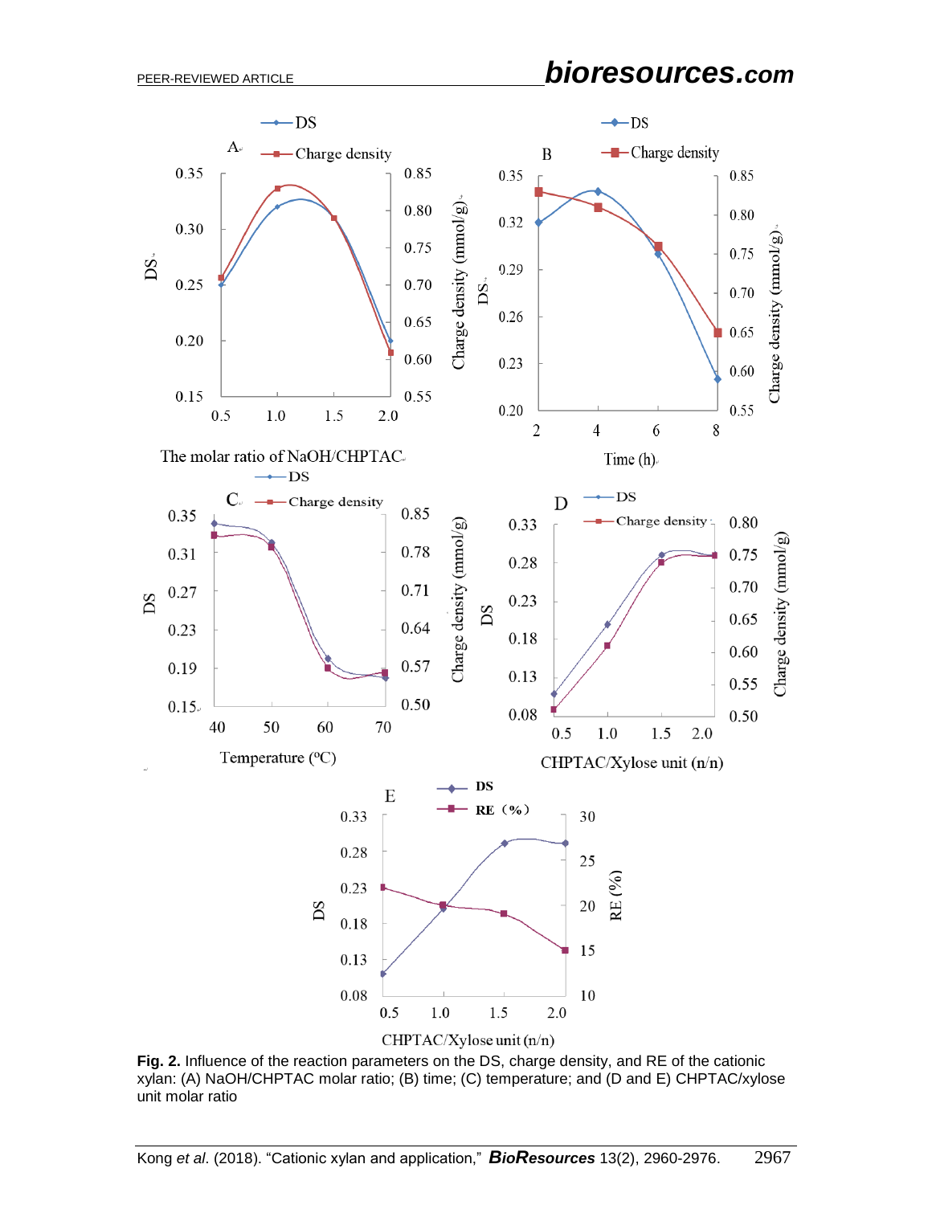**Fig. 2.** Influence of the reaction parameters on the DS, charge density, and RE of the cationic xylan: (A) NaOH/CHPTAC molar ratio; (B) time; (C) temperature; and (D and E) CHPTAC/xylose unit molar ratio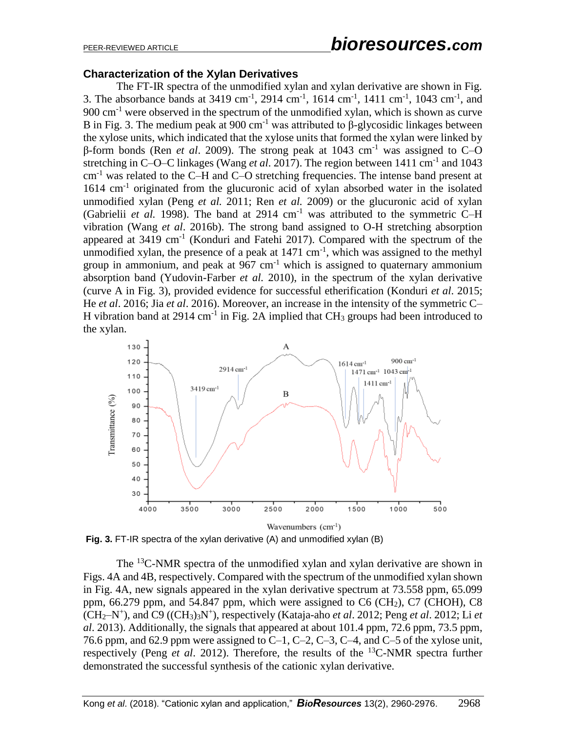### Characterization of the Xylan Derivatives

The FT-IR spectra of the unmodified xylan and xylan derivative are shown in Fig. 3. The absorbance bands at 3419 $cm^{-1}$, 2914 $cm^{-1}$, 1614 $cm^{-1}$, 1411 $cm^{-1}$, 1043 $cm^{-1}$, and 900 $cm^{-1}$ were observed in the spectrum of the unmodified xylan, which is shown as curve B in Fig. 3. The medium peak at 900 $cm^{-1}$ was attributed to β-glycosidic linkages between the xylose units, which indicated that the xylose units that formed the xylan were linked by β-form bonds (Ren *et al*. 2009). The strong peak at 1043 $cm^{-1}$ was assigned to C–O stretching in C–O–C linkages (Wang *et al*. 2017). The region between 1411 $cm^{-1}$ and 1043 $cm^{-1}$ was related to the C–H and C–O stretching frequencies. The intense band present at 1614 $cm^{-1}$ originated from the glucuronic acid of xylan absorbed water in the isolated unmodified xylan (Peng *et al.* 2011; Ren *et al.* 2009) or the glucuronic acid of xylan (Gabrielii *et al.* 1998). The band at 2914 $cm^{-1}$ was attributed to the symmetric C–H vibration (Wang *et al*. 2016b). The strong band assigned to O-H stretching absorption appeared at 3419 $cm^{-1}$ (Konduri and Fatehi 2017). Compared with the spectrum of the unmodified xylan, the presence of a peak at 1471 $cm^{-1}$, which was assigned to the methyl group in ammonium, and peak at 967 $cm^{-1}$ which is assigned to quaternary ammonium absorption band (Yudovin-Farber *et al.* 2010), in the spectrum of the xylan derivative (curve A in Fig. 3), provided evidence for successful etherification (Konduri *et al*. 2015; He *et al*. 2016; Jia *et al*. 2016). Moreover, an increase in the intensity of the symmetric C–H vibration band at 2914 $cm^{-1}$ in Fig. 2A implied that $CH_3$ groups had been introduced to the xylan.

**Fig. 3.** FT-IR spectra of the xylan derivative (A) and unmodified xylan (B)

The $^{13}$C-NMR spectra of the unmodified xylan and xylan derivative are shown in Figs. 4A and 4B, respectively. Compared with the spectrum of the unmodified xylan shown in Fig. 4A, new signals appeared in the xylan derivative spectrum at 73.558 ppm, 65.099 ppm, 66.279 ppm, and 54.847 ppm, which were assigned to C6 ($CH_2$), C7 (CHOH), C8 ($CH_2$–$N^+$), and C9 ($(CH_3)_3N^+$), respectively (Kataja-aho *et al*. 2012; Peng *et al*. 2012; Li *et al*. 2013). Additionally, the signals that appeared at about 101.4 ppm, 72.6 ppm, 73.5 ppm, 76.6 ppm, and 62.9 ppm were assigned to C–1, C–2, C–3, C–4, and C–5 of the xylose unit, respectively (Peng *et al*. 2012). Therefore, the results of the $^{13}$C-NMR spectra further demonstrated the successful synthesis of the cationic xylan derivative.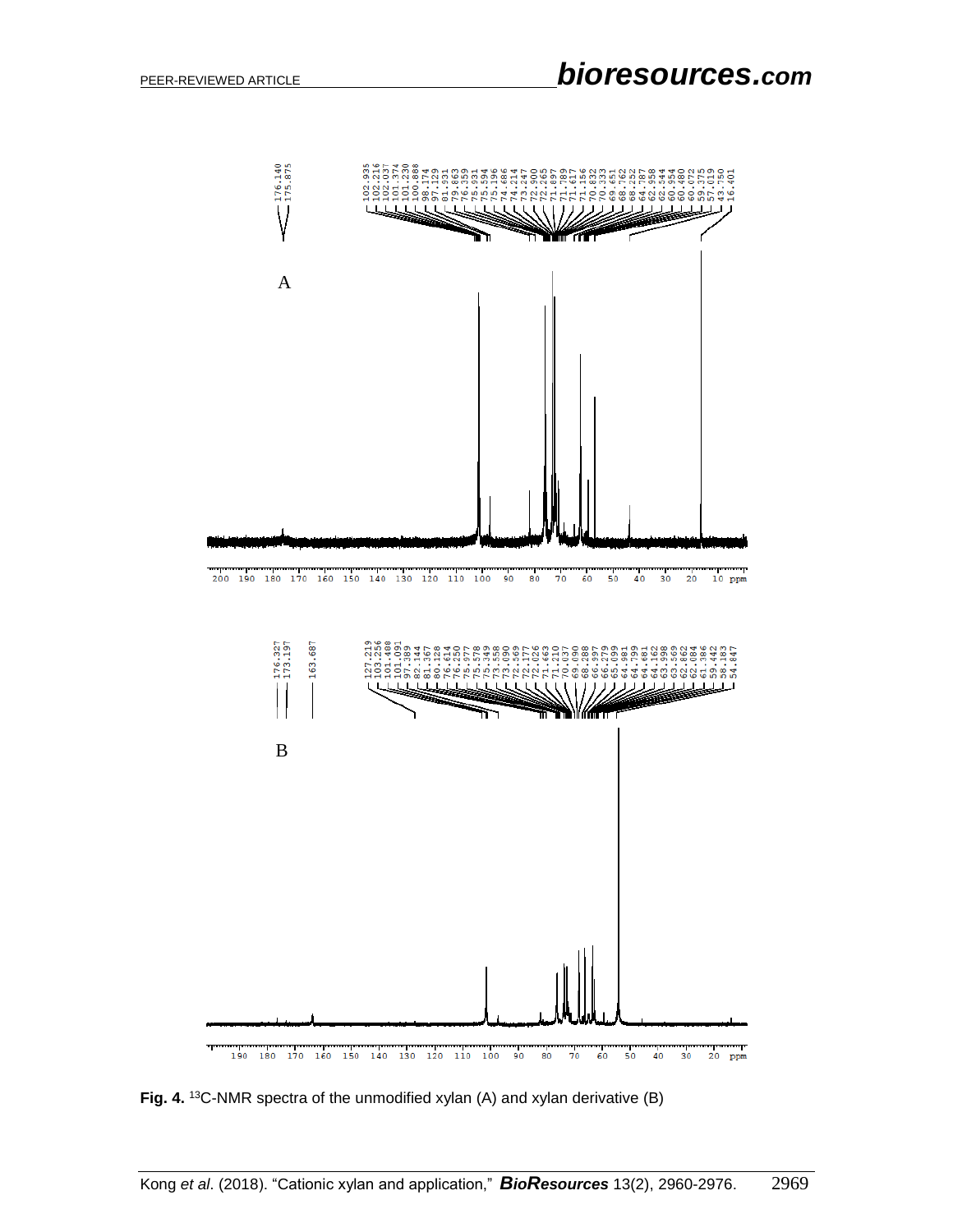**Fig. 4.** $^{13}$C-NMR spectra of the unmodified xylan (A) and xylan derivative (B)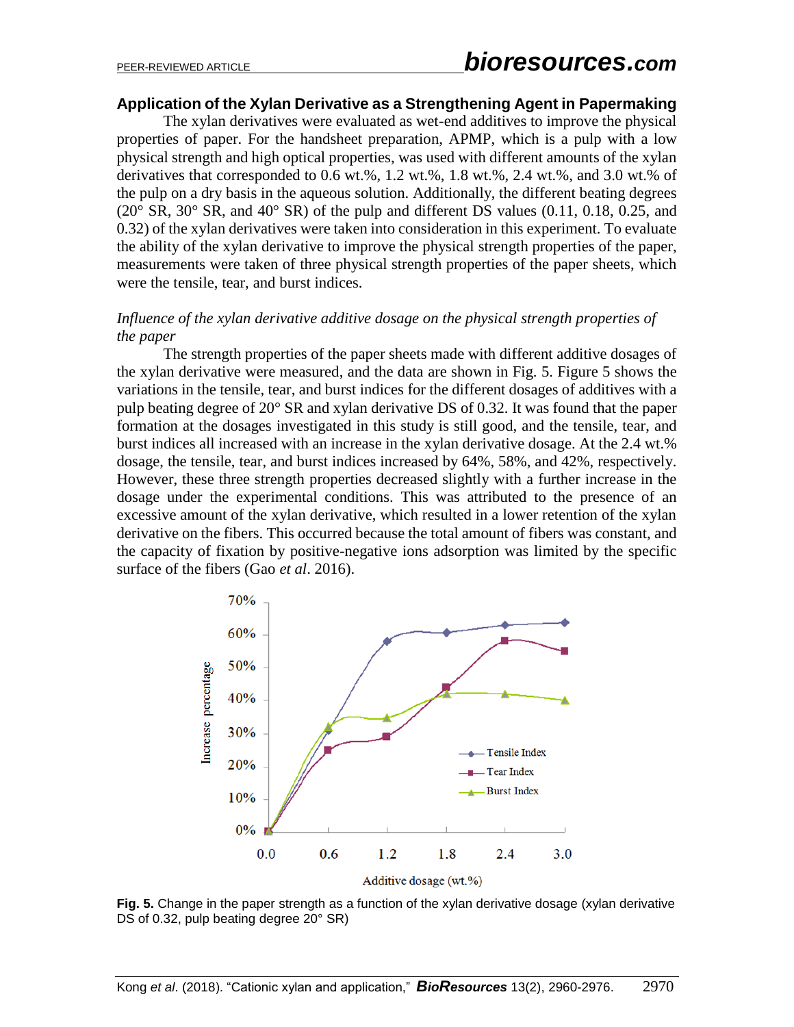## Application of the Xylan Derivative as a Strengthening Agent in Papermaking

The xylan derivatives were evaluated as wet-end additives to improve the physical properties of paper. For the handsheet preparation, APMP, which is a pulp with a low physical strength and high optical properties, was used with different amounts of the xylan derivatives that corresponded to 0.6 wt.%, 1.2 wt.%, 1.8 wt.%, 2.4 wt.%, and 3.0 wt.% of the pulp on a dry basis in the aqueous solution. Additionally, the different beating degrees (20° SR, 30° SR, and 40° SR) of the pulp and different DS values (0.11, 0.18, 0.25, and 0.32) of the xylan derivatives were taken into consideration in this experiment. To evaluate the ability of the xylan derivative to improve the physical strength properties of the paper, measurements were taken of three physical strength properties of the paper sheets, which were the tensile, tear, and burst indices.

### *Influence of the xylan derivative additive dosage on the physical strength properties of the paper*

The strength properties of the paper sheets made with different additive dosages of the xylan derivative were measured, and the data are shown in Fig. 5. Figure 5 shows the variations in the tensile, tear, and burst indices for the different dosages of additives with a pulp beating degree of 20° SR and xylan derivative DS of 0.32. It was found that the paper formation at the dosages investigated in this study is still good, and the tensile, tear, and burst indices all increased with an increase in the xylan derivative dosage. At the 2.4 wt.% dosage, the tensile, tear, and burst indices increased by 64%, 58%, and 42%, respectively. However, these three strength properties decreased slightly with a further increase in the dosage under the experimental conditions. This was attributed to the presence of an excessive amount of the xylan derivative, which resulted in a lower retention of the xylan derivative on the fibers. This occurred because the total amount of fibers was constant, and the capacity of fixation by positive-negative ions adsorption was limited by the specific surface of the fibers (Gao *et al*. 2016).

**Fig. 5.** Change in the paper strength as a function of the xylan derivative dosage (xylan derivative DS of 0.32, pulp beating degree 20° SR)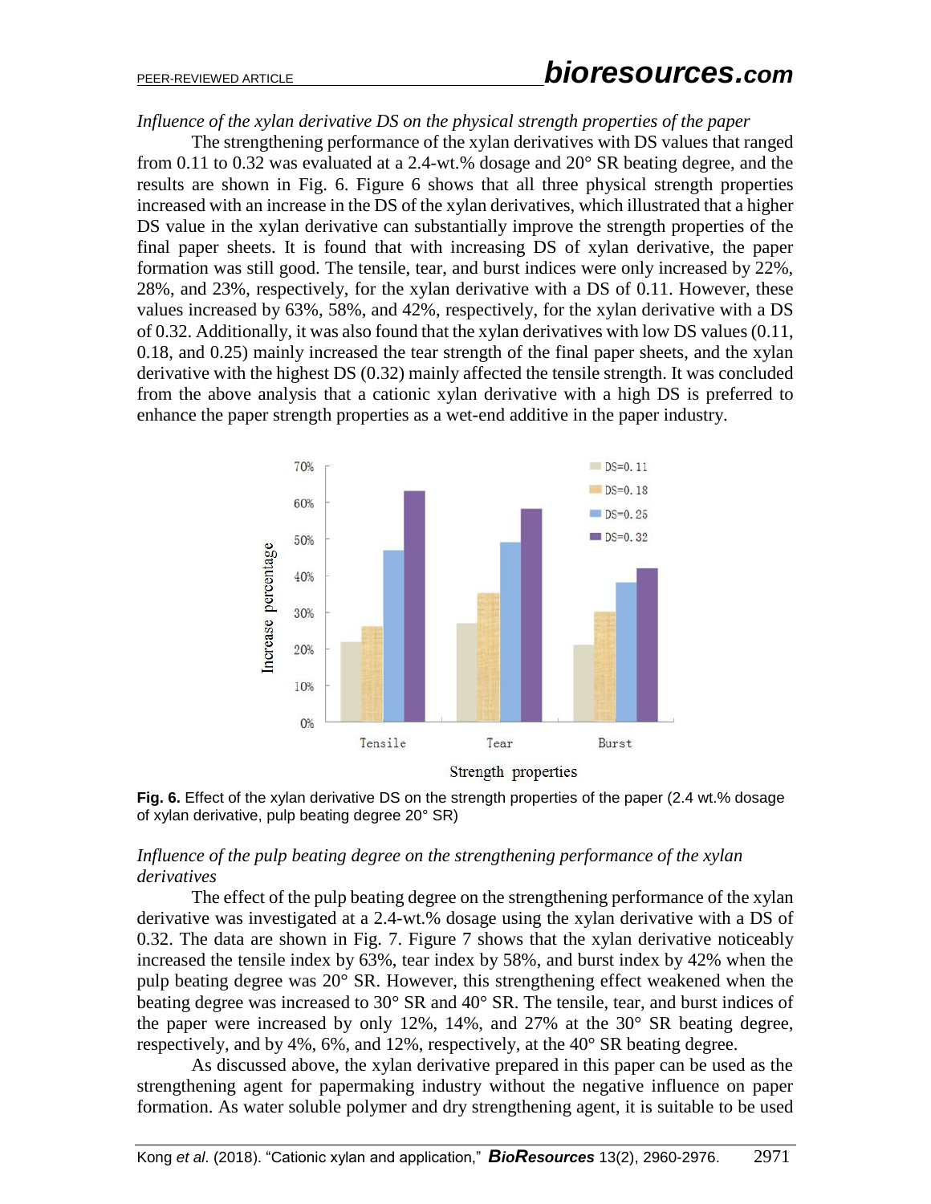*Influence of the xylan derivative DS on the physical strength properties of the paper*

The strengthening performance of the xylan derivatives with DS values that ranged from 0.11 to 0.32 was evaluated at a 2.4-wt.% dosage and 20° SR beating degree, and the results are shown in Fig. 6. Figure 6 shows that all three physical strength properties increased with an increase in the DS of the xylan derivatives, which illustrated that a higher DS value in the xylan derivative can substantially improve the strength properties of the final paper sheets. It is found that with increasing DS of xylan derivative, the paper formation was still good. The tensile, tear, and burst indices were only increased by 22%, 28%, and 23%, respectively, for the xylan derivative with a DS of 0.11. However, these values increased by 63%, 58%, and 42%, respectively, for the xylan derivative with a DS of 0.32. Additionally, it was also found that the xylan derivatives with low DS values (0.11, 0.18, and 0.25) mainly increased the tear strength of the final paper sheets, and the xylan derivative with the highest DS (0.32) mainly affected the tensile strength. It was concluded from the above analysis that a cationic xylan derivative with a high DS is preferred to enhance the paper strength properties as a wet-end additive in the paper industry.

**Fig. 6.** Effect of the xylan derivative DS on the strength properties of the paper (2.4 wt.% dosage of xylan derivative, pulp beating degree 20° SR)

*Influence of the pulp beating degree on the strengthening performance of the xylan derivatives*

The effect of the pulp beating degree on the strengthening performance of the xylan derivative was investigated at a 2.4-wt.% dosage using the xylan derivative with a DS of 0.32. The data are shown in Fig. 7. Figure 7 shows that the xylan derivative noticeably increased the tensile index by 63%, tear index by 58%, and burst index by 42% when the pulp beating degree was 20° SR. However, this strengthening effect weakened when the beating degree was increased to 30° SR and 40° SR. The tensile, tear, and burst indices of the paper were increased by only 12%, 14%, and 27% at the 30° SR beating degree, respectively, and by 4%, 6%, and 12%, respectively, at the 40° SR beating degree.

As discussed above, the xylan derivative prepared in this paper can be used as the strengthening agent for papermaking industry without the negative influence on paper formation. As water soluble polymer and dry strengthening agent, it is suitable to be used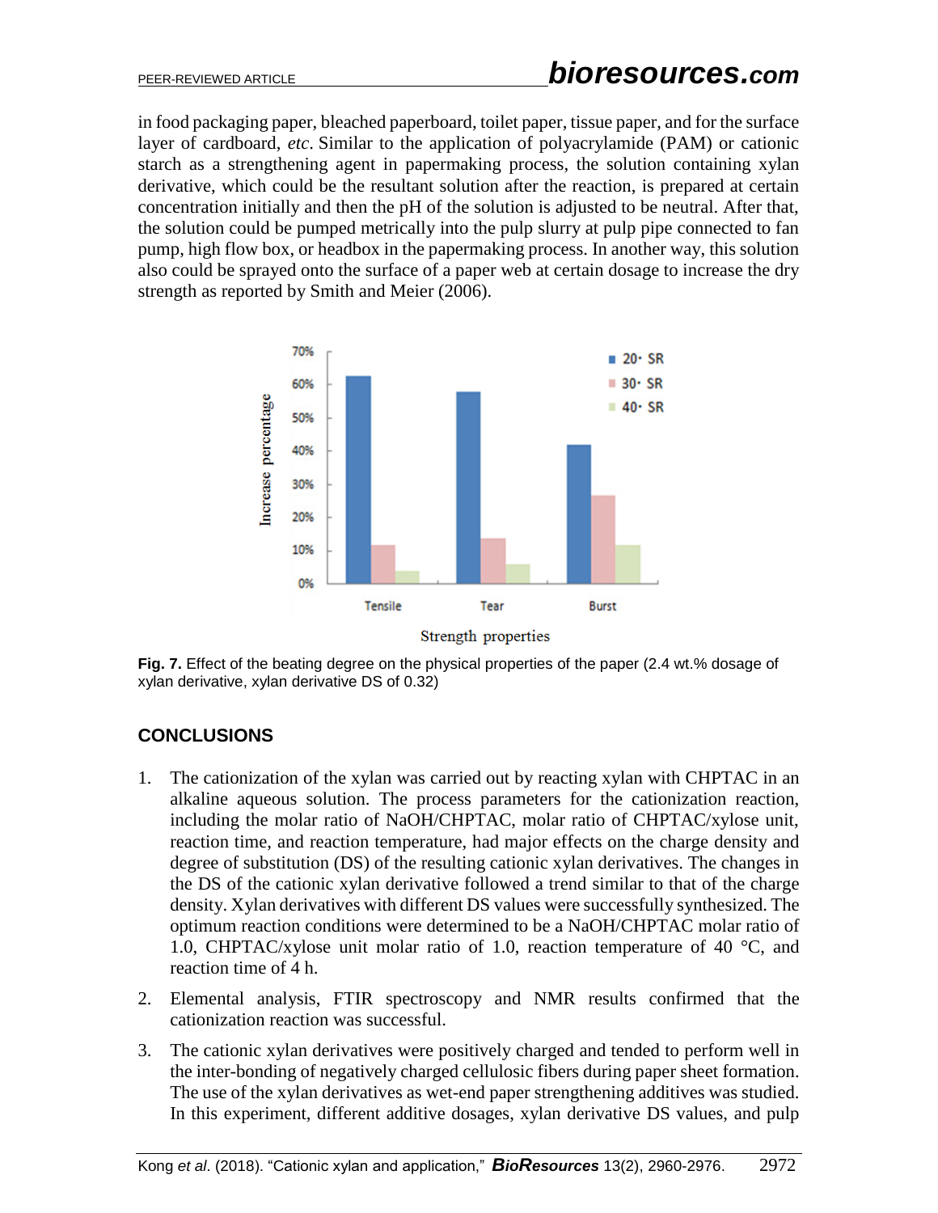in food packaging paper, bleached paperboard, toilet paper, tissue paper, and for the surface layer of cardboard, *etc*. Similar to the application of polyacrylamide (PAM) or cationic starch as a strengthening agent in papermaking process, the solution containing xylan derivative, which could be the resultant solution after the reaction, is prepared at certain concentration initially and then the pH of the solution is adjusted to be neutral. After that, the solution could be pumped metrically into the pulp slurry at pulp pipe connected to fan pump, high flow box, or headbox in the papermaking process. In another way, this solution also could be sprayed onto the surface of a paper web at certain dosage to increase the dry strength as reported by Smith and Meier (2006).

**Fig. 7.** Effect of the beating degree on the physical properties of the paper (2.4 wt.% dosage of xylan derivative, xylan derivative DS of 0.32)

## CONCLUSIONS

1. The cationization of the xylan was carried out by reacting xylan with CHPTAC in an alkaline aqueous solution. The process parameters for the cationization reaction, including the molar ratio of NaOH/CHPTAC, molar ratio of CHPTAC/xylose unit, reaction time, and reaction temperature, had major effects on the charge density and degree of substitution (DS) of the resulting cationic xylan derivatives. The changes in the DS of the cationic xylan derivative followed a trend similar to that of the charge density. Xylan derivatives with different DS values were successfully synthesized. The optimum reaction conditions were determined to be a NaOH/CHPTAC molar ratio of 1.0, CHPTAC/xylose unit molar ratio of 1.0, reaction temperature of 40 °C, and reaction time of 4 h.
2. Elemental analysis, FTIR spectroscopy and NMR results confirmed that the cationization reaction was successful.
3. The cationic xylan derivatives were positively charged and tended to perform well in the inter-bonding of negatively charged cellulosic fibers during paper sheet formation. The use of the xylan derivatives as wet-end paper strengthening additives was studied. In this experiment, different additive dosages, xylan derivative DS values, and pulp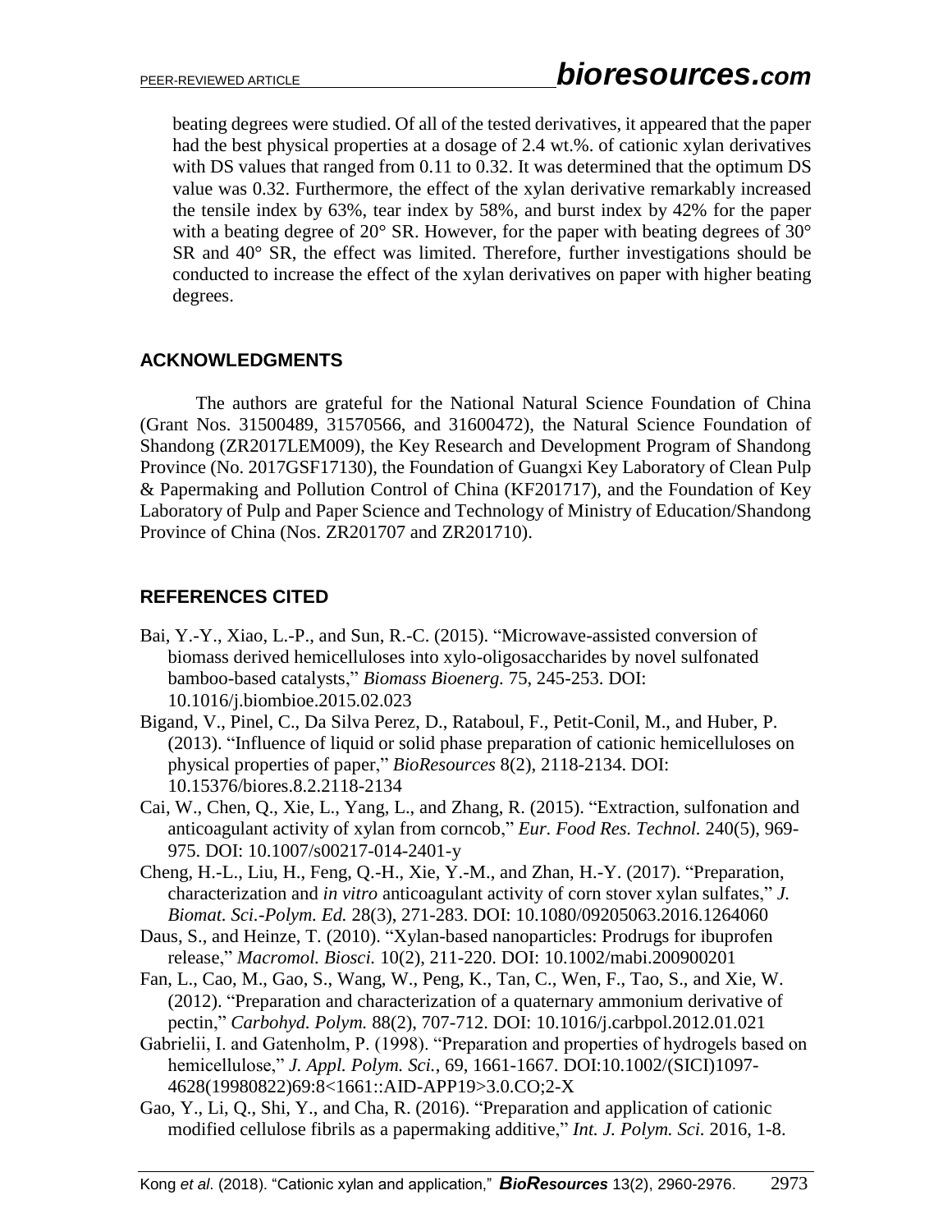beating degrees were studied. Of all of the tested derivatives, it appeared that the paper had the best physical properties at a dosage of 2.4 wt.%. of cationic xylan derivatives with DS values that ranged from 0.11 to 0.32. It was determined that the optimum DS value was 0.32. Furthermore, the effect of the xylan derivative remarkably increased the tensile index by 63%, tear index by 58%, and burst index by 42% for the paper with a beating degree of 20° SR. However, for the paper with beating degrees of 30° SR and 40° SR, the effect was limited. Therefore, further investigations should be conducted to increase the effect of the xylan derivatives on paper with higher beating degrees.

## ACKNOWLEDGMENTS

The authors are grateful for the National Natural Science Foundation of China (Grant Nos. 31500489, 31570566, and 31600472), the Natural Science Foundation of Shandong (ZR2017LEM009), the Key Research and Development Program of Shandong Province (No. 2017GSF17130), the Foundation of Guangxi Key Laboratory of Clean Pulp & Papermaking and Pollution Control of China (KF201717), and the Foundation of Key Laboratory of Pulp and Paper Science and Technology of Ministry of Education/Shandong Province of China (Nos. ZR201707 and ZR201710).

## REFERENCES CITED

Bai, Y.-Y., Xiao, L.-P., and Sun, R.-C. (2015). "Microwave-assisted conversion of biomass derived hemicelluloses into xylo-oligosaccharides by novel sulfonated bamboo-based catalysts," *Biomass Bioenerg.* 75, 245-253. DOI: 10.1016/j.biombioe.2015.02.023

Bigand, V., Pinel, C., Da Silva Perez, D., Rataboul, F., Petit-Conil, M., and Huber, P. (2013). "Influence of liquid or solid phase preparation of cationic hemicelluloses on physical properties of paper," *BioResources* 8(2), 2118-2134. DOI: 10.15376/biores.8.2.2118-2134

Cai, W., Chen, Q., Xie, L., Yang, L., and Zhang, R. (2015). "Extraction, sulfonation and anticoagulant activity of xylan from corncob," *Eur. Food Res. Technol.* 240(5), 969-975. DOI: 10.1007/s00217-014-2401-y

Cheng, H.-L., Liu, H., Feng, Q.-H., Xie, Y.-M., and Zhan, H.-Y. (2017). "Preparation, characterization and *in vitro* anticoagulant activity of corn stover xylan sulfates," *J. Biomat. Sci.-Polym. Ed.* 28(3), 271-283. DOI: 10.1080/09205063.2016.1264060

Daus, S., and Heinze, T. (2010). "Xylan-based nanoparticles: Prodrugs for ibuprofen release," *Macromol. Biosci.* 10(2), 211-220. DOI: 10.1002/mabi.200900201

Fan, L., Cao, M., Gao, S., Wang, W., Peng, K., Tan, C., Wen, F., Tao, S., and Xie, W. (2012). "Preparation and characterization of a quaternary ammonium derivative of pectin," *Carbohyd. Polym.* 88(2), 707-712. DOI: 10.1016/j.carbpol.2012.01.021

Gabrielii, I. and Gatenholm, P. (1998). "Preparation and properties of hydrogels based on hemicellulose," *J. Appl. Polym. Sci.*, 69, 1661-1667. DOI:10.1002/(SICI)1097-4628(19980822)69:8<1661::AID-APP19>3.0.CO;2-X

Gao, Y., Li, Q., Shi, Y., and Cha, R. (2016). "Preparation and application of cationic modified cellulose fibrils as a papermaking additive," *Int. J. Polym. Sci.* 2016, 1-8.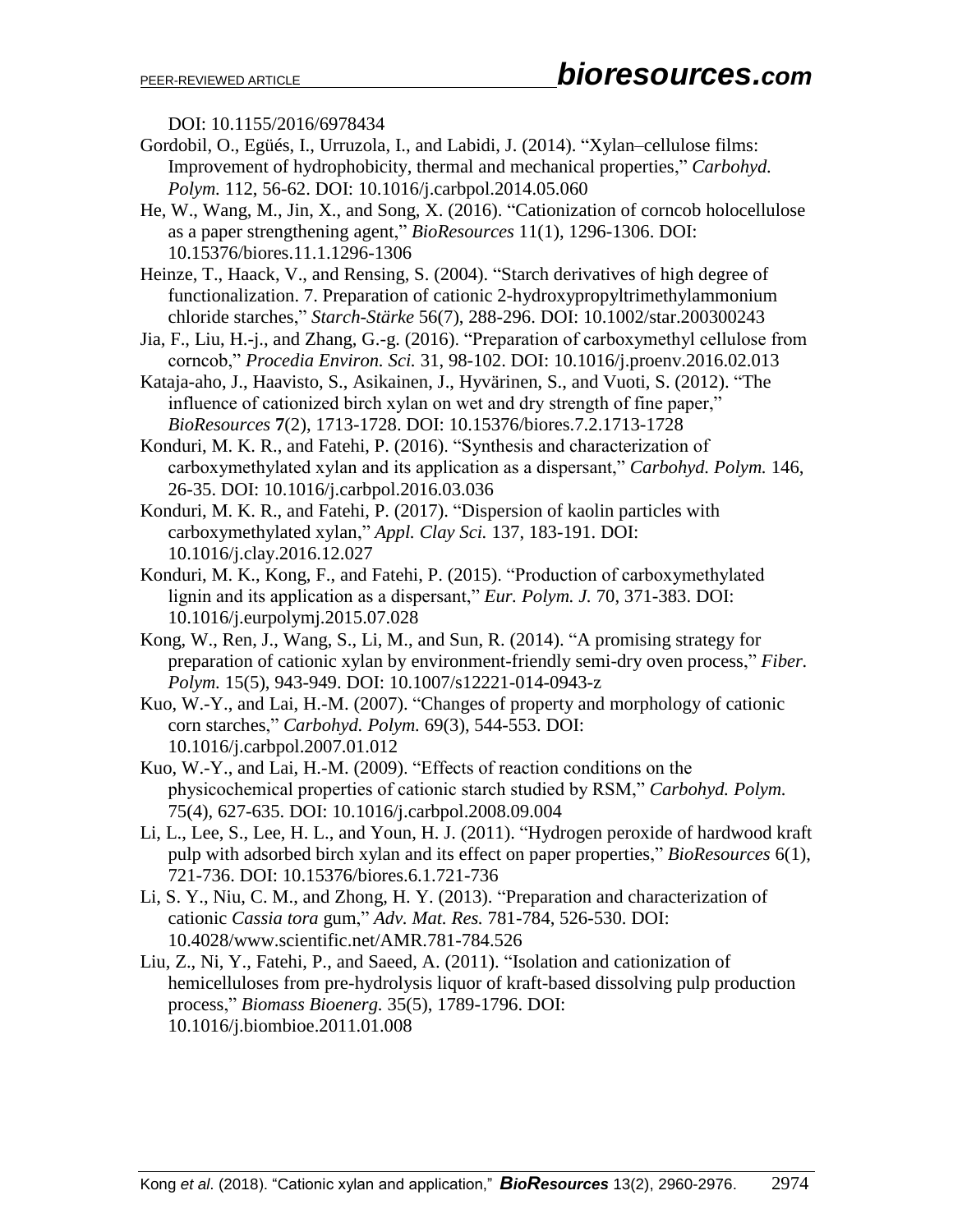DOI: 10.1155/2016/6978434

Gordobil, O., Egüés, I., Urruzola, I., and Labidi, J. (2014). "Xylan–cellulose films: Improvement of hydrophobicity, thermal and mechanical properties," *Carbohyd. Polym.* 112, 56-62. DOI: 10.1016/j.carbpol.2014.05.060

He, W., Wang, M., Jin, X., and Song, X. (2016). "Cationization of corncob holocellulose as a paper strengthening agent," *BioResources* 11(1), 1296-1306. DOI: 10.15376/biores.11.1.1296-1306

Heinze, T., Haack, V., and Rensing, S. (2004). "Starch derivatives of high degree of functionalization. 7. Preparation of cationic 2-hydroxypropyltrimethylammonium chloride starches," *Starch-Stärke* 56(7), 288-296. DOI: 10.1002/star.200300243

Jia, F., Liu, H.-j., and Zhang, G.-g. (2016). "Preparation of carboxymethyl cellulose from corncob," *Procedia Environ. Sci.* 31, 98-102. DOI: 10.1016/j.proenv.2016.02.013

Kataja-aho, J., Haavisto, S., Asikainen, J., Hyvärinen, S., and Vuoti, S. (2012). "The influence of cationized birch xylan on wet and dry strength of fine paper," *BioResources* **7**(2), 1713-1728. DOI: 10.15376/biores.7.2.1713-1728

Konduri, M. K. R., and Fatehi, P. (2016). "Synthesis and characterization of carboxymethylated xylan and its application as a dispersant," *Carbohyd. Polym.* 146, 26-35. DOI: 10.1016/j.carbpol.2016.03.036

Konduri, M. K. R., and Fatehi, P. (2017). "Dispersion of kaolin particles with carboxymethylated xylan," *Appl. Clay Sci.* 137, 183-191. DOI: 10.1016/j.clay.2016.12.027

Konduri, M. K., Kong, F., and Fatehi, P. (2015). "Production of carboxymethylated lignin and its application as a dispersant," *Eur. Polym. J.* 70, 371-383. DOI: 10.1016/j.eurpolymj.2015.07.028

Kong, W., Ren, J., Wang, S., Li, M., and Sun, R. (2014). "A promising strategy for preparation of cationic xylan by environment-friendly semi-dry oven process," *Fiber. Polym.* 15(5), 943-949. DOI: 10.1007/s12221-014-0943-z

Kuo, W.-Y., and Lai, H.-M. (2007). "Changes of property and morphology of cationic corn starches," *Carbohyd. Polym.* 69(3), 544-553. DOI: 10.1016/j.carbpol.2007.01.012

Kuo, W.-Y., and Lai, H.-M. (2009). "Effects of reaction conditions on the physicochemical properties of cationic starch studied by RSM," *Carbohyd. Polym.* 75(4), 627-635. DOI: 10.1016/j.carbpol.2008.09.004

Li, L., Lee, S., Lee, H. L., and Youn, H. J. (2011). "Hydrogen peroxide of hardwood kraft pulp with adsorbed birch xylan and its effect on paper properties," *BioResources* 6(1), 721-736. DOI: 10.15376/biores.6.1.721-736

Li, S. Y., Niu, C. M., and Zhong, H. Y. (2013). "Preparation and characterization of cationic *Cassia tora* gum," *Adv. Mat. Res.* 781-784, 526-530. DOI: 10.4028/www.scientific.net/AMR.781-784.526

Liu, Z., Ni, Y., Fatehi, P., and Saeed, A. (2011). "Isolation and cationization of hemicelluloses from pre-hydrolysis liquor of kraft-based dissolving pulp production process," *Biomass Bioenerg.* 35(5), 1789-1796. DOI: 10.1016/j.biombioe.2011.01.008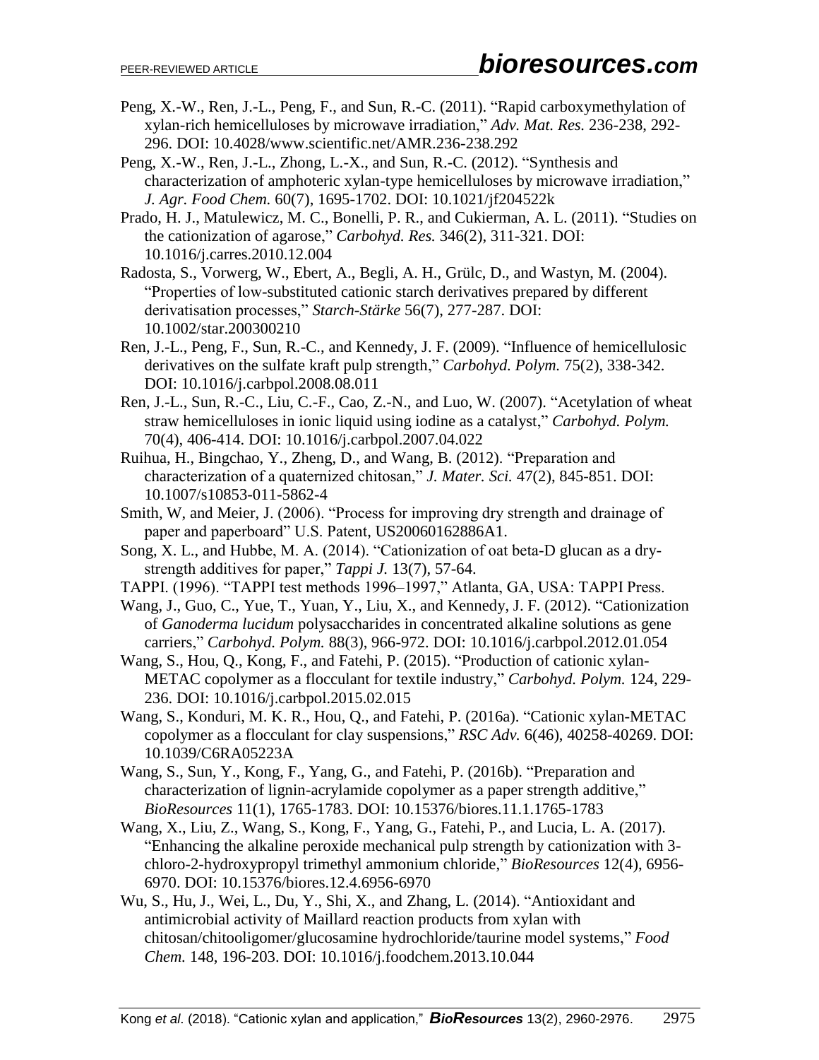Peng, X.-W., Ren, J.-L., Peng, F., and Sun, R.-C. (2011). "Rapid carboxymethylation of xylan-rich hemicelluloses by microwave irradiation," *Adv. Mat. Res.* 236-238, 292-296. DOI: 10.4028/www.scientific.net/AMR.236-238.292

Peng, X.-W., Ren, J.-L., Zhong, L.-X., and Sun, R.-C. (2012). "Synthesis and characterization of amphoteric xylan-type hemicelluloses by microwave irradiation," *J. Agr. Food Chem.* 60(7), 1695-1702. DOI: 10.1021/jf204522k

Prado, H. J., Matulewicz, M. C., Bonelli, P. R., and Cukierman, A. L. (2011). "Studies on the cationization of agarose," *Carbohyd. Res.* 346(2), 311-321. DOI: 10.1016/j.carres.2010.12.004

Radosta, S., Vorwerg, W., Ebert, A., Begli, A. H., Grülc, D., and Wastyn, M. (2004). "Properties of low-substituted cationic starch derivatives prepared by different derivatisation processes," *Starch-Stärke* 56(7), 277-287. DOI: 10.1002/star.200300210

Ren, J.-L., Peng, F., Sun, R.-C., and Kennedy, J. F. (2009). "Influence of hemicellulosic derivatives on the sulfate kraft pulp strength," *Carbohyd. Polym.* 75(2), 338-342. DOI: 10.1016/j.carbpol.2008.08.011

Ren, J.-L., Sun, R.-C., Liu, C.-F., Cao, Z.-N., and Luo, W. (2007). "Acetylation of wheat straw hemicelluloses in ionic liquid using iodine as a catalyst," *Carbohyd. Polym.* 70(4), 406-414. DOI: 10.1016/j.carbpol.2007.04.022

Ruihua, H., Bingchao, Y., Zheng, D., and Wang, B. (2012). "Preparation and characterization of a quaternized chitosan," *J. Mater. Sci.* 47(2), 845-851. DOI: 10.1007/s10853-011-5862-4

Smith, W, and Meier, J. (2006). "Process for improving dry strength and drainage of paper and paperboard" U.S. Patent, US20060162886A1.

Song, X. L., and Hubbe, M. A. (2014). "Cationization of oat beta-D glucan as a dry-strength additives for paper," *Tappi J.* 13(7), 57-64.

TAPPI. (1996). "TAPPI test methods 1996–1997," Atlanta, GA, USA: TAPPI Press.

Wang, J., Guo, C., Yue, T., Yuan, Y., Liu, X., and Kennedy, J. F. (2012). "Cationization of *Ganoderma lucidum* polysaccharides in concentrated alkaline solutions as gene carriers," *Carbohyd. Polym.* 88(3), 966-972. DOI: 10.1016/j.carbpol.2012.01.054

Wang, S., Hou, Q., Kong, F., and Fatehi, P. (2015). "Production of cationic xylan-METAC copolymer as a flocculant for textile industry," *Carbohyd. Polym.* 124, 229-236. DOI: 10.1016/j.carbpol.2015.02.015

Wang, S., Konduri, M. K. R., Hou, Q., and Fatehi, P. (2016a). "Cationic xylan-METAC copolymer as a flocculant for clay suspensions," *RSC Adv.* 6(46), 40258-40269. DOI: 10.1039/C6RA05223A

Wang, S., Sun, Y., Kong, F., Yang, G., and Fatehi, P. (2016b). "Preparation and characterization of lignin-acrylamide copolymer as a paper strength additive," *BioResources* 11(1), 1765-1783. DOI: 10.15376/biores.11.1.1765-1783

Wang, X., Liu, Z., Wang, S., Kong, F., Yang, G., Fatehi, P., and Lucia, L. A. (2017). "Enhancing the alkaline peroxide mechanical pulp strength by cationization with 3-chloro-2-hydroxypropyl trimethyl ammonium chloride," *BioResources* 12(4), 6956-6970. DOI: 10.15376/biores.12.4.6956-6970

Wu, S., Hu, J., Wei, L., Du, Y., Shi, X., and Zhang, L. (2014). "Antioxidant and antimicrobial activity of Maillard reaction products from xylan with chitosan/chitooligomer/glucosamine hydrochloride/taurine model systems," *Food Chem.* 148, 196-203. DOI: 10.1016/j.foodchem.2013.10.044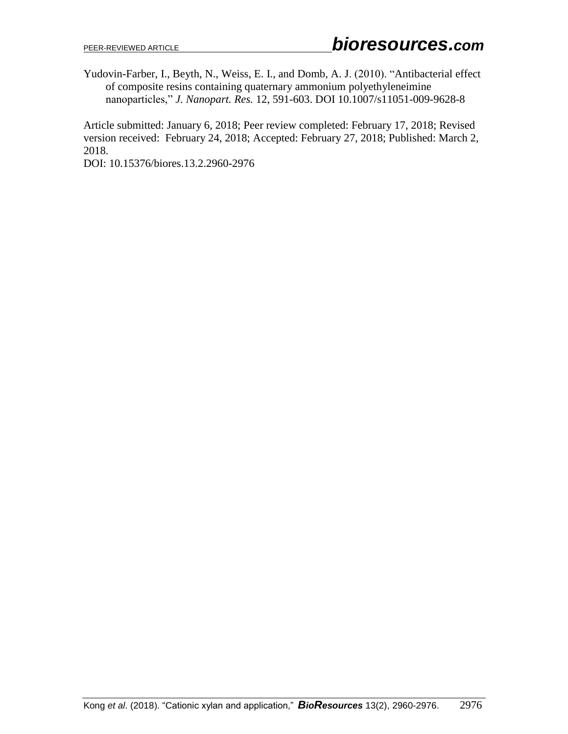Yudovin-Farber, I., Beyth, N., Weiss, E. I., and Domb, A. J. (2010). "Antibacterial effect of composite resins containing quaternary ammonium polyethyleneimine nanoparticles," *J. Nanopart. Res.* 12, 591-603. DOI 10.1007/s11051-009-9628-8

Article submitted: January 6, 2018; Peer review completed: February 17, 2018; Revised version received: February 24, 2018; Accepted: February 27, 2018; Published: March 2, 2018.
DOI: 10.15376/biores.13.2.2960-2976